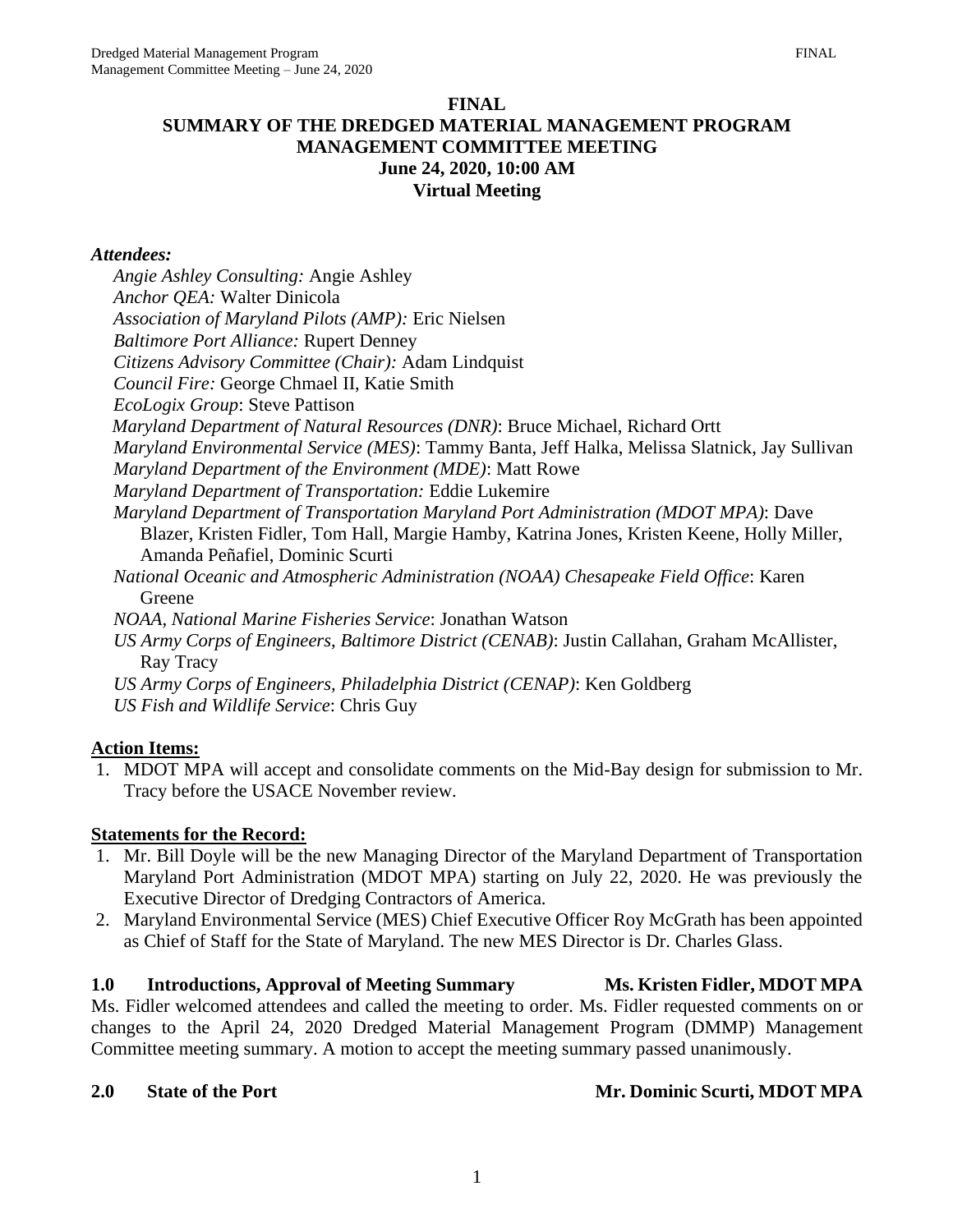**FINAL**
**SUMMARY OF THE DREDGED MATERIAL MANAGEMENT PROGRAM MANAGEMENT COMMITTEE MEETING**
**June 24, 2020, 10:00 AM**
**Virtual Meeting**

***Attendees:***

*Angie Ashley Consulting:* Angie Ashley
*Anchor QEA:* Walter Dinicola
*Association of Maryland Pilots (AMP):* Eric Nielsen
*Baltimore Port Alliance:* Rupert Denney
*Citizens Advisory Committee (Chair):* Adam Lindquist
*Council Fire:* George Chmael II, Katie Smith
*EcoLogix Group*: Steve Pattison
*Maryland Department of Natural Resources (DNR)*: Bruce Michael, Richard Ortt
*Maryland Environmental Service (MES)*: Tammy Banta, Jeff Halka, Melissa Slatnick, Jay Sullivan
*Maryland Department of the Environment (MDE)*: Matt Rowe
*Maryland Department of Transportation:* Eddie Lukemire
*Maryland Department of Transportation Maryland Port Administration (MDOT MPA)*: Dave Blazer, Kristen Fidler, Tom Hall, Margie Hamby, Katrina Jones, Kristen Keene, Holly Miller, Amanda Peñafiel, Dominic Scurti
*National Oceanic and Atmospheric Administration (NOAA) Chesapeake Field Office*: Karen Greene
*NOAA, National Marine Fisheries Service*: Jonathan Watson
*US Army Corps of Engineers, Baltimore District (CENAB)*: Justin Callahan, Graham McAllister, Ray Tracy
*US Army Corps of Engineers, Philadelphia District (CENAP)*: Ken Goldberg
*US Fish and Wildlife Service*: Chris Guy

**Action Items:**

1. MDOT MPA will accept and consolidate comments on the Mid-Bay design for submission to Mr. Tracy before the USACE November review.

**Statements for the Record:**

1. Mr. Bill Doyle will be the new Managing Director of the Maryland Department of Transportation Maryland Port Administration (MDOT MPA) starting on July 22, 2020. He was previously the Executive Director of Dredging Contractors of America.
2. Maryland Environmental Service (MES) Chief Executive Officer Roy McGrath has been appointed as Chief of Staff for the State of Maryland. The new MES Director is Dr. Charles Glass.

## 1.0 Introductions, Approval of Meeting Summary — Ms. Kristen Fidler, MDOT MPA

Ms. Fidler welcomed attendees and called the meeting to order. Ms. Fidler requested comments on or changes to the April 24, 2020 Dredged Material Management Program (DMMP) Management Committee meeting summary. A motion to accept the meeting summary passed unanimously.

## 2.0 State of the Port — Mr. Dominic Scurti, MDOT MPA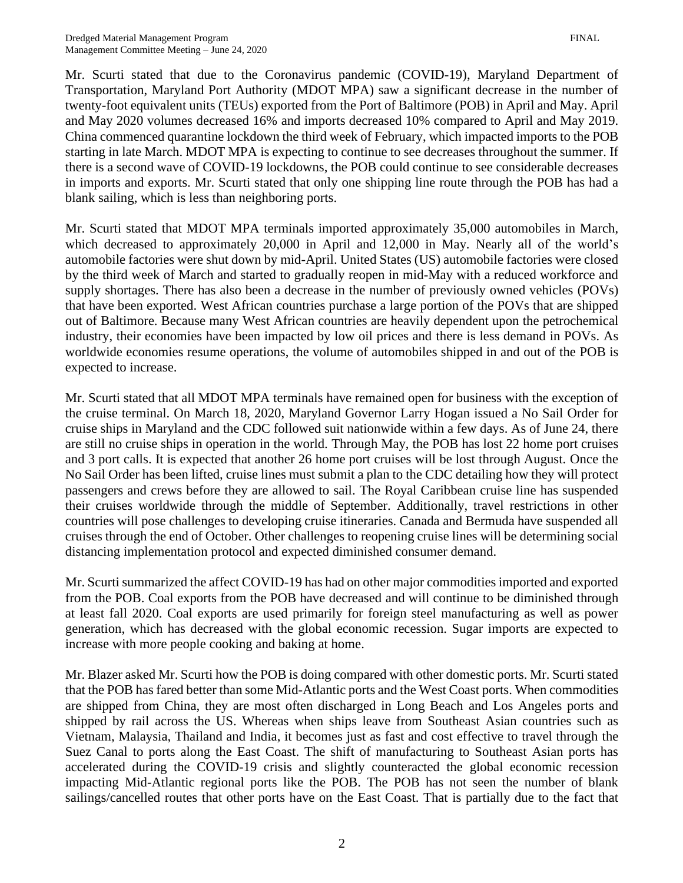Mr. Scurti stated that due to the Coronavirus pandemic (COVID-19), Maryland Department of Transportation, Maryland Port Authority (MDOT MPA) saw a significant decrease in the number of twenty-foot equivalent units (TEUs) exported from the Port of Baltimore (POB) in April and May. April and May 2020 volumes decreased 16% and imports decreased 10% compared to April and May 2019. China commenced quarantine lockdown the third week of February, which impacted imports to the POB starting in late March. MDOT MPA is expecting to continue to see decreases throughout the summer. If there is a second wave of COVID-19 lockdowns, the POB could continue to see considerable decreases in imports and exports. Mr. Scurti stated that only one shipping line route through the POB has had a blank sailing, which is less than neighboring ports.

Mr. Scurti stated that MDOT MPA terminals imported approximately 35,000 automobiles in March, which decreased to approximately 20,000 in April and 12,000 in May. Nearly all of the world's automobile factories were shut down by mid-April. United States (US) automobile factories were closed by the third week of March and started to gradually reopen in mid-May with a reduced workforce and supply shortages. There has also been a decrease in the number of previously owned vehicles (POVs) that have been exported. West African countries purchase a large portion of the POVs that are shipped out of Baltimore. Because many West African countries are heavily dependent upon the petrochemical industry, their economies have been impacted by low oil prices and there is less demand in POVs. As worldwide economies resume operations, the volume of automobiles shipped in and out of the POB is expected to increase.

Mr. Scurti stated that all MDOT MPA terminals have remained open for business with the exception of the cruise terminal. On March 18, 2020, Maryland Governor Larry Hogan issued a No Sail Order for cruise ships in Maryland and the CDC followed suit nationwide within a few days. As of June 24, there are still no cruise ships in operation in the world. Through May, the POB has lost 22 home port cruises and 3 port calls. It is expected that another 26 home port cruises will be lost through August. Once the No Sail Order has been lifted, cruise lines must submit a plan to the CDC detailing how they will protect passengers and crews before they are allowed to sail. The Royal Caribbean cruise line has suspended their cruises worldwide through the middle of September. Additionally, travel restrictions in other countries will pose challenges to developing cruise itineraries. Canada and Bermuda have suspended all cruises through the end of October. Other challenges to reopening cruise lines will be determining social distancing implementation protocol and expected diminished consumer demand.

Mr. Scurti summarized the affect COVID-19 has had on other major commodities imported and exported from the POB. Coal exports from the POB have decreased and will continue to be diminished through at least fall 2020. Coal exports are used primarily for foreign steel manufacturing as well as power generation, which has decreased with the global economic recession. Sugar imports are expected to increase with more people cooking and baking at home.

Mr. Blazer asked Mr. Scurti how the POB is doing compared with other domestic ports. Mr. Scurti stated that the POB has fared better than some Mid-Atlantic ports and the West Coast ports. When commodities are shipped from China, they are most often discharged in Long Beach and Los Angeles ports and shipped by rail across the US. Whereas when ships leave from Southeast Asian countries such as Vietnam, Malaysia, Thailand and India, it becomes just as fast and cost effective to travel through the Suez Canal to ports along the East Coast. The shift of manufacturing to Southeast Asian ports has accelerated during the COVID-19 crisis and slightly counteracted the global economic recession impacting Mid-Atlantic regional ports like the POB. The POB has not seen the number of blank sailings/cancelled routes that other ports have on the East Coast. That is partially due to the fact that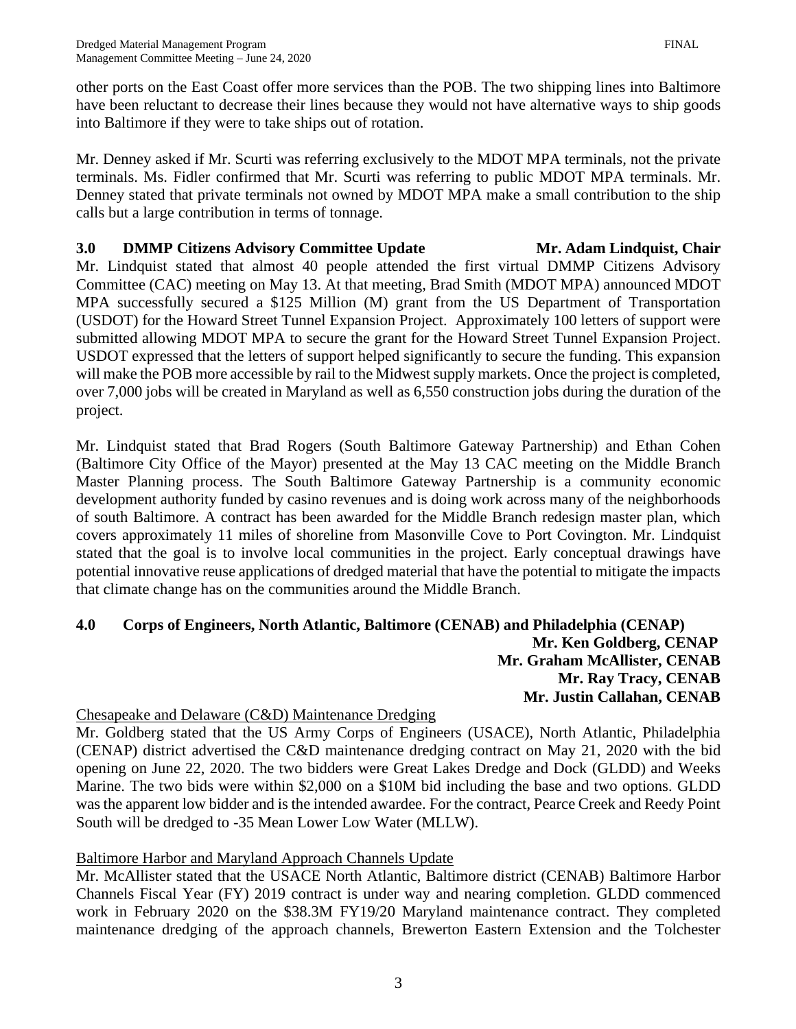other ports on the East Coast offer more services than the POB. The two shipping lines into Baltimore have been reluctant to decrease their lines because they would not have alternative ways to ship goods into Baltimore if they were to take ships out of rotation.

Mr. Denney asked if Mr. Scurti was referring exclusively to the MDOT MPA terminals, not the private terminals. Ms. Fidler confirmed that Mr. Scurti was referring to public MDOT MPA terminals. Mr. Denney stated that private terminals not owned by MDOT MPA make a small contribution to the ship calls but a large contribution in terms of tonnage.

## 3.0 DMMP Citizens Advisory Committee Update — Mr. Adam Lindquist, Chair

Mr. Lindquist stated that almost 40 people attended the first virtual DMMP Citizens Advisory Committee (CAC) meeting on May 13. At that meeting, Brad Smith (MDOT MPA) announced MDOT MPA successfully secured a $125 Million (M) grant from the US Department of Transportation (USDOT) for the Howard Street Tunnel Expansion Project. Approximately 100 letters of support were submitted allowing MDOT MPA to secure the grant for the Howard Street Tunnel Expansion Project. USDOT expressed that the letters of support helped significantly to secure the funding. This expansion will make the POB more accessible by rail to the Midwest supply markets. Once the project is completed, over 7,000 jobs will be created in Maryland as well as 6,550 construction jobs during the duration of the project.

Mr. Lindquist stated that Brad Rogers (South Baltimore Gateway Partnership) and Ethan Cohen (Baltimore City Office of the Mayor) presented at the May 13 CAC meeting on the Middle Branch Master Planning process. The South Baltimore Gateway Partnership is a community economic development authority funded by casino revenues and is doing work across many of the neighborhoods of south Baltimore. A contract has been awarded for the Middle Branch redesign master plan, which covers approximately 11 miles of shoreline from Masonville Cove to Port Covington. Mr. Lindquist stated that the goal is to involve local communities in the project. Early conceptual drawings have potential innovative reuse applications of dredged material that have the potential to mitigate the impacts that climate change has on the communities around the Middle Branch.

## 4.0 Corps of Engineers, North Atlantic, Baltimore (CENAB) and Philadelphia (CENAP)

**Mr. Ken Goldberg, CENAP**
**Mr. Graham McAllister, CENAB**
**Mr. Ray Tracy, CENAB**
**Mr. Justin Callahan, CENAB**

<u>Chesapeake and Delaware (C&D) Maintenance Dredging</u>

Mr. Goldberg stated that the US Army Corps of Engineers (USACE), North Atlantic, Philadelphia (CENAP) district advertised the C&D maintenance dredging contract on May 21, 2020 with the bid opening on June 22, 2020. The two bidders were Great Lakes Dredge and Dock (GLDD) and Weeks Marine. The two bids were within $2,000 on a $10M bid including the base and two options. GLDD was the apparent low bidder and is the intended awardee. For the contract, Pearce Creek and Reedy Point South will be dredged to -35 Mean Lower Low Water (MLLW).

<u>Baltimore Harbor and Maryland Approach Channels Update</u>

Mr. McAllister stated that the USACE North Atlantic, Baltimore district (CENAB) Baltimore Harbor Channels Fiscal Year (FY) 2019 contract is under way and nearing completion. GLDD commenced work in February 2020 on the $38.3M FY19/20 Maryland maintenance contract. They completed maintenance dredging of the approach channels, Brewerton Eastern Extension and the Tolchester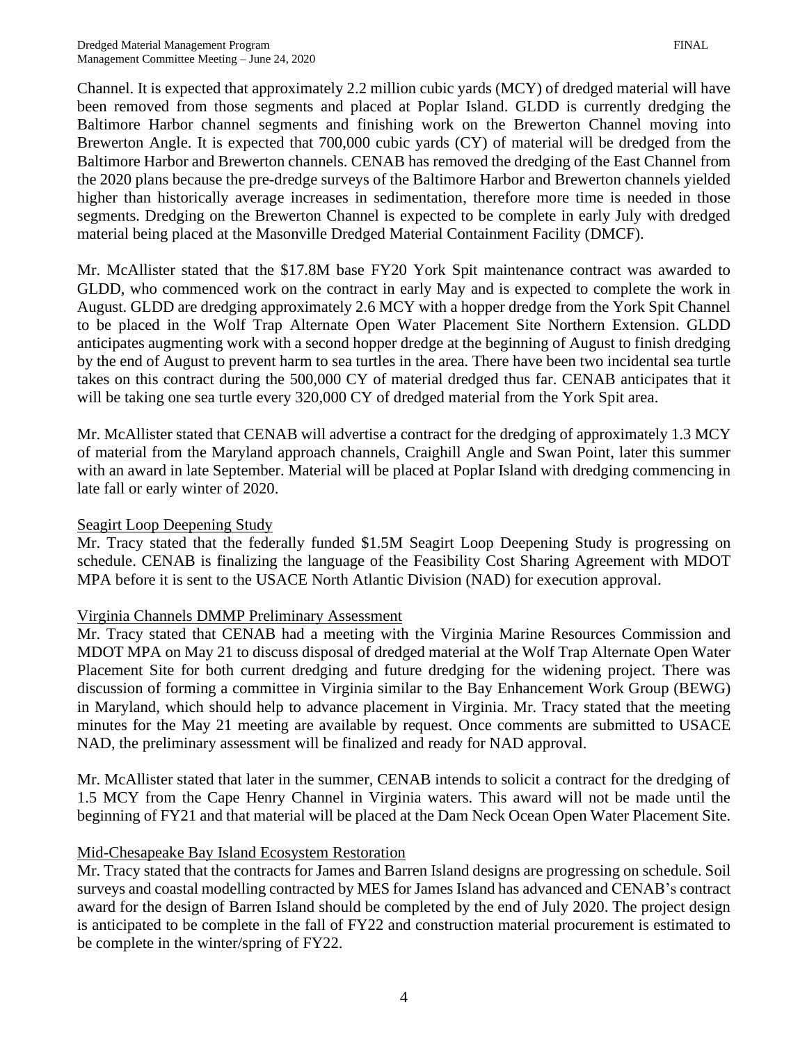Channel. It is expected that approximately 2.2 million cubic yards (MCY) of dredged material will have been removed from those segments and placed at Poplar Island. GLDD is currently dredging the Baltimore Harbor channel segments and finishing work on the Brewerton Channel moving into Brewerton Angle. It is expected that 700,000 cubic yards (CY) of material will be dredged from the Baltimore Harbor and Brewerton channels. CENAB has removed the dredging of the East Channel from the 2020 plans because the pre-dredge surveys of the Baltimore Harbor and Brewerton channels yielded higher than historically average increases in sedimentation, therefore more time is needed in those segments. Dredging on the Brewerton Channel is expected to be complete in early July with dredged material being placed at the Masonville Dredged Material Containment Facility (DMCF).

Mr. McAllister stated that the $17.8M base FY20 York Spit maintenance contract was awarded to GLDD, who commenced work on the contract in early May and is expected to complete the work in August. GLDD are dredging approximately 2.6 MCY with a hopper dredge from the York Spit Channel to be placed in the Wolf Trap Alternate Open Water Placement Site Northern Extension. GLDD anticipates augmenting work with a second hopper dredge at the beginning of August to finish dredging by the end of August to prevent harm to sea turtles in the area. There have been two incidental sea turtle takes on this contract during the 500,000 CY of material dredged thus far. CENAB anticipates that it will be taking one sea turtle every 320,000 CY of dredged material from the York Spit area.

Mr. McAllister stated that CENAB will advertise a contract for the dredging of approximately 1.3 MCY of material from the Maryland approach channels, Craighill Angle and Swan Point, later this summer with an award in late September. Material will be placed at Poplar Island with dredging commencing in late fall or early winter of 2020.

Seagirt Loop Deepening Study

Mr. Tracy stated that the federally funded $1.5M Seagirt Loop Deepening Study is progressing on schedule. CENAB is finalizing the language of the Feasibility Cost Sharing Agreement with MDOT MPA before it is sent to the USACE North Atlantic Division (NAD) for execution approval.

Virginia Channels DMMP Preliminary Assessment

Mr. Tracy stated that CENAB had a meeting with the Virginia Marine Resources Commission and MDOT MPA on May 21 to discuss disposal of dredged material at the Wolf Trap Alternate Open Water Placement Site for both current dredging and future dredging for the widening project. There was discussion of forming a committee in Virginia similar to the Bay Enhancement Work Group (BEWG) in Maryland, which should help to advance placement in Virginia. Mr. Tracy stated that the meeting minutes for the May 21 meeting are available by request. Once comments are submitted to USACE NAD, the preliminary assessment will be finalized and ready for NAD approval.

Mr. McAllister stated that later in the summer, CENAB intends to solicit a contract for the dredging of 1.5 MCY from the Cape Henry Channel in Virginia waters. This award will not be made until the beginning of FY21 and that material will be placed at the Dam Neck Ocean Open Water Placement Site.

Mid-Chesapeake Bay Island Ecosystem Restoration

Mr. Tracy stated that the contracts for James and Barren Island designs are progressing on schedule. Soil surveys and coastal modelling contracted by MES for James Island has advanced and CENAB's contract award for the design of Barren Island should be completed by the end of July 2020. The project design is anticipated to be complete in the fall of FY22 and construction material procurement is estimated to be complete in the winter/spring of FY22.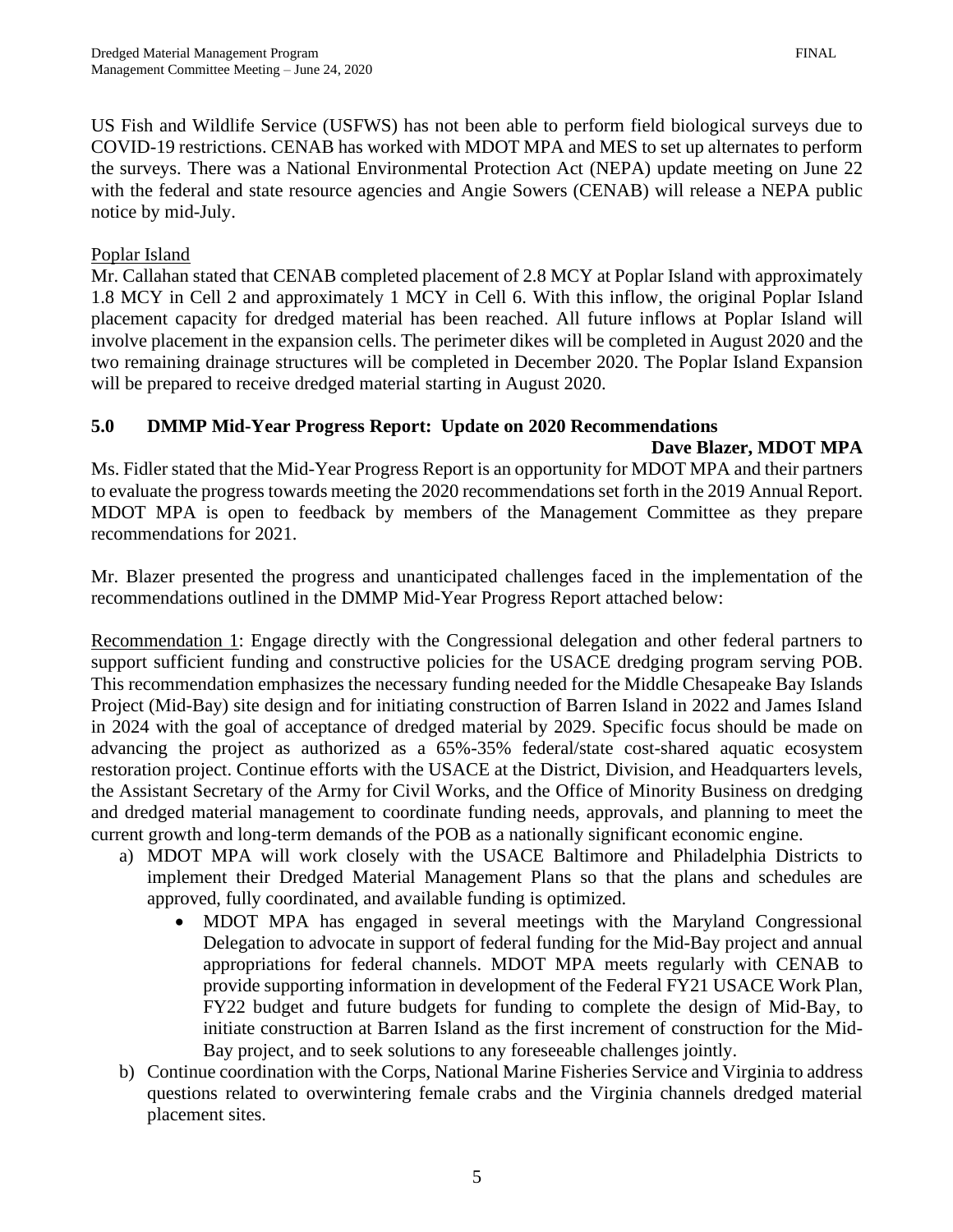US Fish and Wildlife Service (USFWS) has not been able to perform field biological surveys due to COVID-19 restrictions. CENAB has worked with MDOT MPA and MES to set up alternates to perform the surveys. There was a National Environmental Protection Act (NEPA) update meeting on June 22 with the federal and state resource agencies and Angie Sowers (CENAB) will release a NEPA public notice by mid-July.

Poplar Island

Mr. Callahan stated that CENAB completed placement of 2.8 MCY at Poplar Island with approximately 1.8 MCY in Cell 2 and approximately 1 MCY in Cell 6. With this inflow, the original Poplar Island placement capacity for dredged material has been reached. All future inflows at Poplar Island will involve placement in the expansion cells. The perimeter dikes will be completed in August 2020 and the two remaining drainage structures will be completed in December 2020. The Poplar Island Expansion will be prepared to receive dredged material starting in August 2020.

## 5.0 DMMP Mid-Year Progress Report: Update on 2020 Recommendations

**Dave Blazer, MDOT MPA**

Ms. Fidler stated that the Mid-Year Progress Report is an opportunity for MDOT MPA and their partners to evaluate the progress towards meeting the 2020 recommendations set forth in the 2019 Annual Report. MDOT MPA is open to feedback by members of the Management Committee as they prepare recommendations for 2021.

Mr. Blazer presented the progress and unanticipated challenges faced in the implementation of the recommendations outlined in the DMMP Mid-Year Progress Report attached below:

Recommendation 1: Engage directly with the Congressional delegation and other federal partners to support sufficient funding and constructive policies for the USACE dredging program serving POB. This recommendation emphasizes the necessary funding needed for the Middle Chesapeake Bay Islands Project (Mid-Bay) site design and for initiating construction of Barren Island in 2022 and James Island in 2024 with the goal of acceptance of dredged material by 2029. Specific focus should be made on advancing the project as authorized as a 65%-35% federal/state cost-shared aquatic ecosystem restoration project. Continue efforts with the USACE at the District, Division, and Headquarters levels, the Assistant Secretary of the Army for Civil Works, and the Office of Minority Business on dredging and dredged material management to coordinate funding needs, approvals, and planning to meet the current growth and long-term demands of the POB as a nationally significant economic engine.

a) MDOT MPA will work closely with the USACE Baltimore and Philadelphia Districts to implement their Dredged Material Management Plans so that the plans and schedules are approved, fully coordinated, and available funding is optimized.
   - MDOT MPA has engaged in several meetings with the Maryland Congressional Delegation to advocate in support of federal funding for the Mid-Bay project and annual appropriations for federal channels. MDOT MPA meets regularly with CENAB to provide supporting information in development of the Federal FY21 USACE Work Plan, FY22 budget and future budgets for funding to complete the design of Mid-Bay, to initiate construction at Barren Island as the first increment of construction for the Mid-Bay project, and to seek solutions to any foreseeable challenges jointly.

b) Continue coordination with the Corps, National Marine Fisheries Service and Virginia to address questions related to overwintering female crabs and the Virginia channels dredged material placement sites.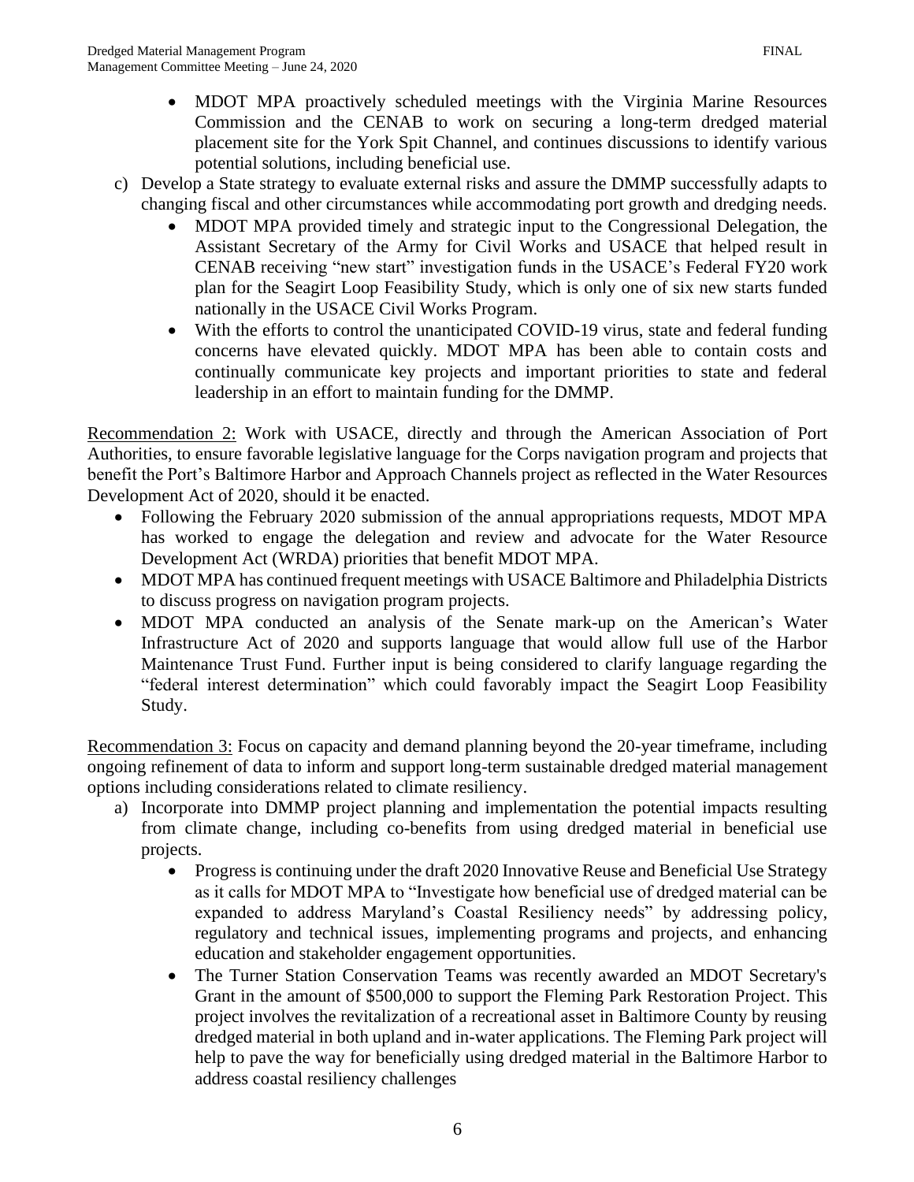- MDOT MPA proactively scheduled meetings with the Virginia Marine Resources Commission and the CENAB to work on securing a long-term dredged material placement site for the York Spit Channel, and continues discussions to identify various potential solutions, including beneficial use.

c) Develop a State strategy to evaluate external risks and assure the DMMP successfully adapts to changing fiscal and other circumstances while accommodating port growth and dredging needs.
   - MDOT MPA provided timely and strategic input to the Congressional Delegation, the Assistant Secretary of the Army for Civil Works and USACE that helped result in CENAB receiving "new start" investigation funds in the USACE's Federal FY20 work plan for the Seagirt Loop Feasibility Study, which is only one of six new starts funded nationally in the USACE Civil Works Program.
   - With the efforts to control the unanticipated COVID-19 virus, state and federal funding concerns have elevated quickly. MDOT MPA has been able to contain costs and continually communicate key projects and important priorities to state and federal leadership in an effort to maintain funding for the DMMP.

<u>Recommendation 2:</u> Work with USACE, directly and through the American Association of Port Authorities, to ensure favorable legislative language for the Corps navigation program and projects that benefit the Port's Baltimore Harbor and Approach Channels project as reflected in the Water Resources Development Act of 2020, should it be enacted.

- Following the February 2020 submission of the annual appropriations requests, MDOT MPA has worked to engage the delegation and review and advocate for the Water Resource Development Act (WRDA) priorities that benefit MDOT MPA.
- MDOT MPA has continued frequent meetings with USACE Baltimore and Philadelphia Districts to discuss progress on navigation program projects.
- MDOT MPA conducted an analysis of the Senate mark-up on the American's Water Infrastructure Act of 2020 and supports language that would allow full use of the Harbor Maintenance Trust Fund. Further input is being considered to clarify language regarding the "federal interest determination" which could favorably impact the Seagirt Loop Feasibility Study.

<u>Recommendation 3:</u> Focus on capacity and demand planning beyond the 20-year timeframe, including ongoing refinement of data to inform and support long-term sustainable dredged material management options including considerations related to climate resiliency.

a) Incorporate into DMMP project planning and implementation the potential impacts resulting from climate change, including co-benefits from using dredged material in beneficial use projects.
   - Progress is continuing under the draft 2020 Innovative Reuse and Beneficial Use Strategy as it calls for MDOT MPA to "Investigate how beneficial use of dredged material can be expanded to address Maryland's Coastal Resiliency needs" by addressing policy, regulatory and technical issues, implementing programs and projects, and enhancing education and stakeholder engagement opportunities.
   - The Turner Station Conservation Teams was recently awarded an MDOT Secretary's Grant in the amount of $500,000 to support the Fleming Park Restoration Project. This project involves the revitalization of a recreational asset in Baltimore County by reusing dredged material in both upland and in-water applications. The Fleming Park project will help to pave the way for beneficially using dredged material in the Baltimore Harbor to address coastal resiliency challenges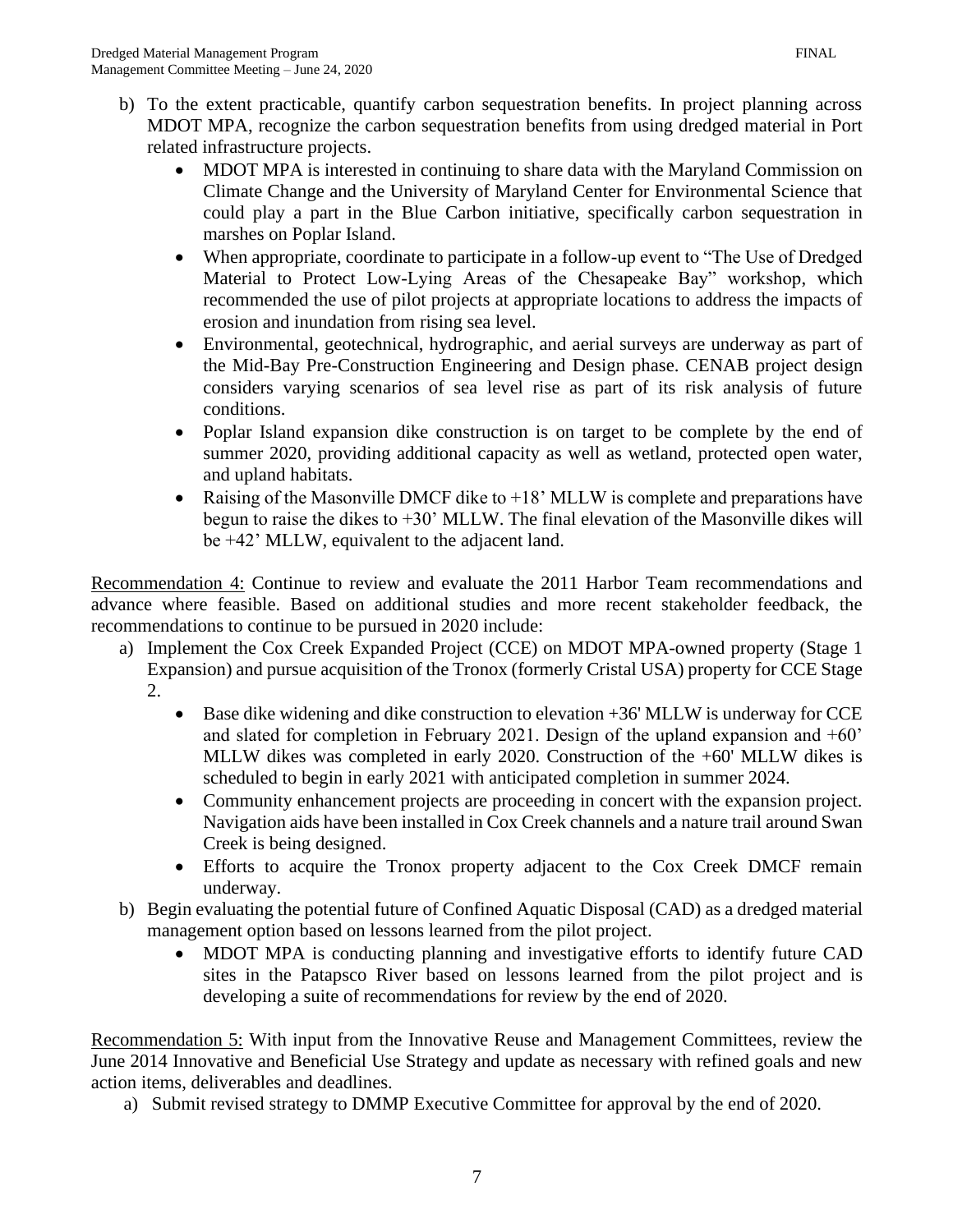b) To the extent practicable, quantify carbon sequestration benefits. In project planning across MDOT MPA, recognize the carbon sequestration benefits from using dredged material in Port related infrastructure projects.
    - MDOT MPA is interested in continuing to share data with the Maryland Commission on Climate Change and the University of Maryland Center for Environmental Science that could play a part in the Blue Carbon initiative, specifically carbon sequestration in marshes on Poplar Island.
    - When appropriate, coordinate to participate in a follow-up event to "The Use of Dredged Material to Protect Low-Lying Areas of the Chesapeake Bay" workshop, which recommended the use of pilot projects at appropriate locations to address the impacts of erosion and inundation from rising sea level.
    - Environmental, geotechnical, hydrographic, and aerial surveys are underway as part of the Mid-Bay Pre-Construction Engineering and Design phase. CENAB project design considers varying scenarios of sea level rise as part of its risk analysis of future conditions.
    - Poplar Island expansion dike construction is on target to be complete by the end of summer 2020, providing additional capacity as well as wetland, protected open water, and upland habitats.
    - Raising of the Masonville DMCF dike to +18' MLLW is complete and preparations have begun to raise the dikes to +30' MLLW. The final elevation of the Masonville dikes will be +42' MLLW, equivalent to the adjacent land.

<u>Recommendation 4:</u> Continue to review and evaluate the 2011 Harbor Team recommendations and advance where feasible. Based on additional studies and more recent stakeholder feedback, the recommendations to continue to be pursued in 2020 include:

a) Implement the Cox Creek Expanded Project (CCE) on MDOT MPA-owned property (Stage 1 Expansion) and pursue acquisition of the Tronox (formerly Cristal USA) property for CCE Stage 2.
    - Base dike widening and dike construction to elevation +36' MLLW is underway for CCE and slated for completion in February 2021. Design of the upland expansion and +60' MLLW dikes was completed in early 2020. Construction of the +60' MLLW dikes is scheduled to begin in early 2021 with anticipated completion in summer 2024.
    - Community enhancement projects are proceeding in concert with the expansion project. Navigation aids have been installed in Cox Creek channels and a nature trail around Swan Creek is being designed.
    - Efforts to acquire the Tronox property adjacent to the Cox Creek DMCF remain underway.

b) Begin evaluating the potential future of Confined Aquatic Disposal (CAD) as a dredged material management option based on lessons learned from the pilot project.
    - MDOT MPA is conducting planning and investigative efforts to identify future CAD sites in the Patapsco River based on lessons learned from the pilot project and is developing a suite of recommendations for review by the end of 2020.

<u>Recommendation 5:</u> With input from the Innovative Reuse and Management Committees, review the June 2014 Innovative and Beneficial Use Strategy and update as necessary with refined goals and new action items, deliverables and deadlines.

a) Submit revised strategy to DMMP Executive Committee for approval by the end of 2020.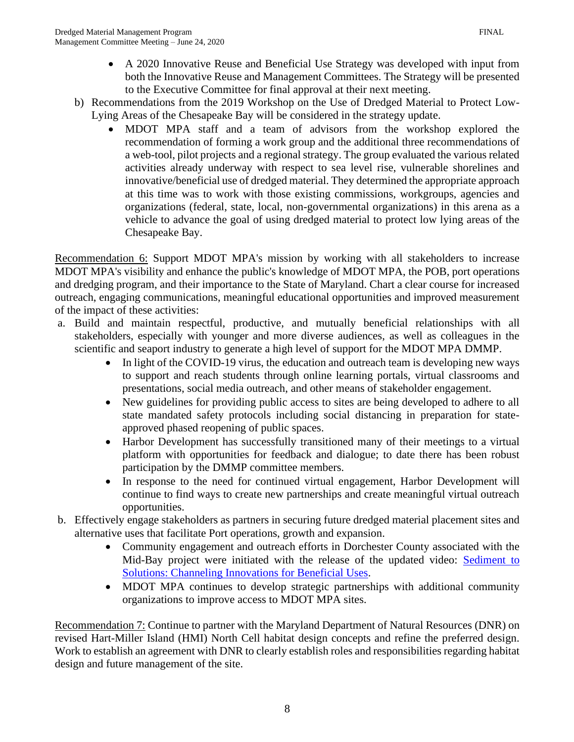- A 2020 Innovative Reuse and Beneficial Use Strategy was developed with input from both the Innovative Reuse and Management Committees. The Strategy will be presented to the Executive Committee for final approval at their next meeting.

b) Recommendations from the 2019 Workshop on the Use of Dredged Material to Protect Low-Lying Areas of the Chesapeake Bay will be considered in the strategy update.
   - MDOT MPA staff and a team of advisors from the workshop explored the recommendation of forming a work group and the additional three recommendations of a web-tool, pilot projects and a regional strategy. The group evaluated the various related activities already underway with respect to sea level rise, vulnerable shorelines and innovative/beneficial use of dredged material. They determined the appropriate approach at this time was to work with those existing commissions, workgroups, agencies and organizations (federal, state, local, non-governmental organizations) in this arena as a vehicle to advance the goal of using dredged material to protect low lying areas of the Chesapeake Bay.

<u>Recommendation 6:</u> Support MDOT MPA's mission by working with all stakeholders to increase MDOT MPA's visibility and enhance the public's knowledge of MDOT MPA, the POB, port operations and dredging program, and their importance to the State of Maryland. Chart a clear course for increased outreach, engaging communications, meaningful educational opportunities and improved measurement of the impact of these activities:

a. Build and maintain respectful, productive, and mutually beneficial relationships with all stakeholders, especially with younger and more diverse audiences, as well as colleagues in the scientific and seaport industry to generate a high level of support for the MDOT MPA DMMP.
   - In light of the COVID-19 virus, the education and outreach team is developing new ways to support and reach students through online learning portals, virtual classrooms and presentations, social media outreach, and other means of stakeholder engagement.
   - New guidelines for providing public access to sites are being developed to adhere to all state mandated safety protocols including social distancing in preparation for state-approved phased reopening of public spaces.
   - Harbor Development has successfully transitioned many of their meetings to a virtual platform with opportunities for feedback and dialogue; to date there has been robust participation by the DMMP committee members.
   - In response to the need for continued virtual engagement, Harbor Development will continue to find ways to create new partnerships and create meaningful virtual outreach opportunities.

b. Effectively engage stakeholders as partners in securing future dredged material placement sites and alternative uses that facilitate Port operations, growth and expansion.
   - Community engagement and outreach efforts in Dorchester County associated with the Mid-Bay project were initiated with the release of the updated video: Sediment to Solutions: Channeling Innovations for Beneficial Uses.
   - MDOT MPA continues to develop strategic partnerships with additional community organizations to improve access to MDOT MPA sites.

<u>Recommendation 7:</u> Continue to partner with the Maryland Department of Natural Resources (DNR) on revised Hart-Miller Island (HMI) North Cell habitat design concepts and refine the preferred design. Work to establish an agreement with DNR to clearly establish roles and responsibilities regarding habitat design and future management of the site.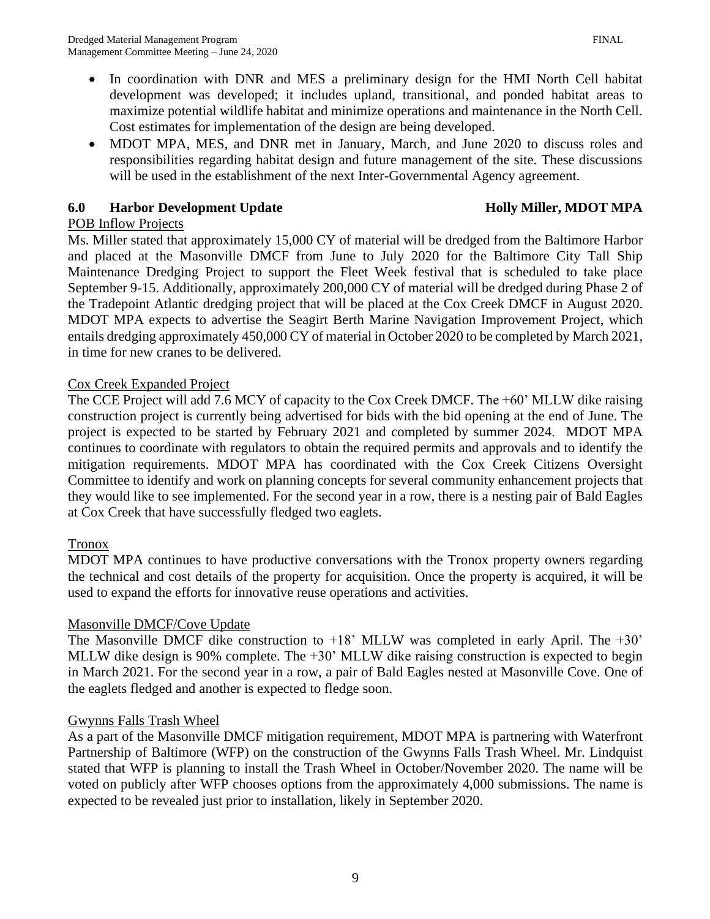- In coordination with DNR and MES a preliminary design for the HMI North Cell habitat development was developed; it includes upland, transitional, and ponded habitat areas to maximize potential wildlife habitat and minimize operations and maintenance in the North Cell. Cost estimates for implementation of the design are being developed.
- MDOT MPA, MES, and DNR met in January, March, and June 2020 to discuss roles and responsibilities regarding habitat design and future management of the site. These discussions will be used in the establishment of the next Inter-Governmental Agency agreement.

## 6.0 Harbor Development Update — Holly Miller, MDOT MPA

POB Inflow Projects

Ms. Miller stated that approximately 15,000 CY of material will be dredged from the Baltimore Harbor and placed at the Masonville DMCF from June to July 2020 for the Baltimore City Tall Ship Maintenance Dredging Project to support the Fleet Week festival that is scheduled to take place September 9-15. Additionally, approximately 200,000 CY of material will be dredged during Phase 2 of the Tradepoint Atlantic dredging project that will be placed at the Cox Creek DMCF in August 2020. MDOT MPA expects to advertise the Seagirt Berth Marine Navigation Improvement Project, which entails dredging approximately 450,000 CY of material in October 2020 to be completed by March 2021, in time for new cranes to be delivered.

Cox Creek Expanded Project

The CCE Project will add 7.6 MCY of capacity to the Cox Creek DMCF. The +60' MLLW dike raising construction project is currently being advertised for bids with the bid opening at the end of June. The project is expected to be started by February 2021 and completed by summer 2024. MDOT MPA continues to coordinate with regulators to obtain the required permits and approvals and to identify the mitigation requirements. MDOT MPA has coordinated with the Cox Creek Citizens Oversight Committee to identify and work on planning concepts for several community enhancement projects that they would like to see implemented. For the second year in a row, there is a nesting pair of Bald Eagles at Cox Creek that have successfully fledged two eaglets.

Tronox

MDOT MPA continues to have productive conversations with the Tronox property owners regarding the technical and cost details of the property for acquisition. Once the property is acquired, it will be used to expand the efforts for innovative reuse operations and activities.

Masonville DMCF/Cove Update

The Masonville DMCF dike construction to +18' MLLW was completed in early April. The +30' MLLW dike design is 90% complete. The +30' MLLW dike raising construction is expected to begin in March 2021. For the second year in a row, a pair of Bald Eagles nested at Masonville Cove. One of the eaglets fledged and another is expected to fledge soon.

Gwynns Falls Trash Wheel

As a part of the Masonville DMCF mitigation requirement, MDOT MPA is partnering with Waterfront Partnership of Baltimore (WFP) on the construction of the Gwynns Falls Trash Wheel. Mr. Lindquist stated that WFP is planning to install the Trash Wheel in October/November 2020. The name will be voted on publicly after WFP chooses options from the approximately 4,000 submissions. The name is expected to be revealed just prior to installation, likely in September 2020.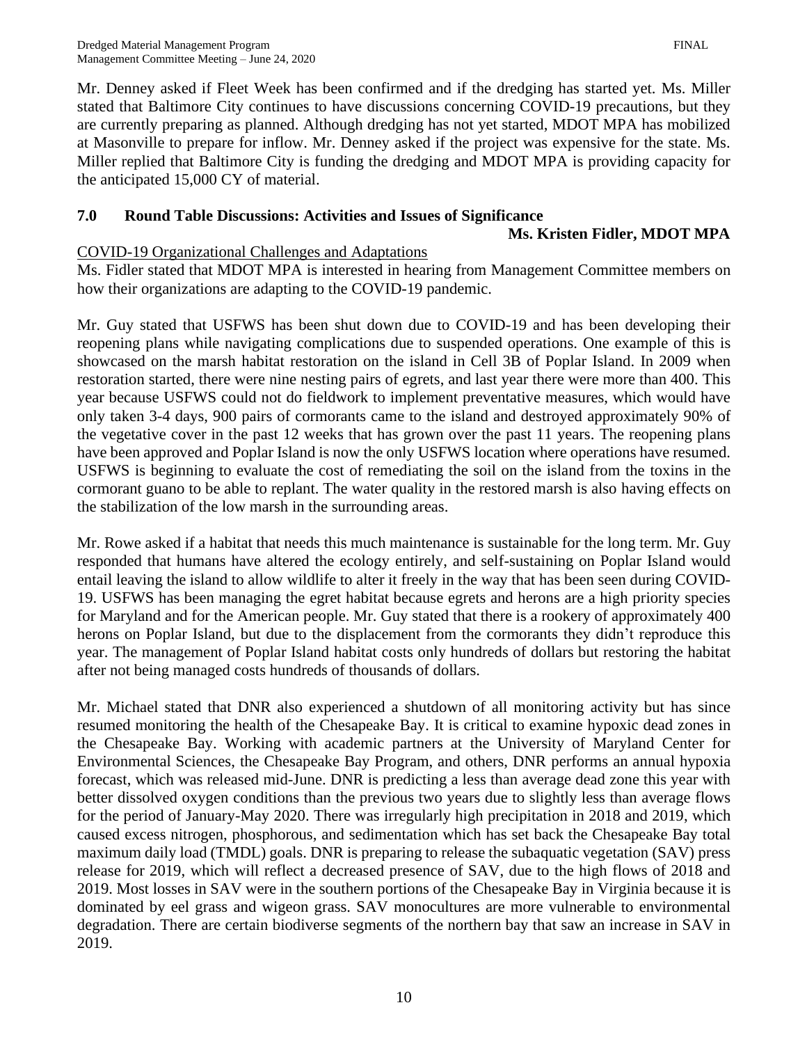Mr. Denney asked if Fleet Week has been confirmed and if the dredging has started yet. Ms. Miller stated that Baltimore City continues to have discussions concerning COVID-19 precautions, but they are currently preparing as planned. Although dredging has not yet started, MDOT MPA has mobilized at Masonville to prepare for inflow. Mr. Denney asked if the project was expensive for the state. Ms. Miller replied that Baltimore City is funding the dredging and MDOT MPA is providing capacity for the anticipated 15,000 CY of material.

## 7.0 Round Table Discussions: Activities and Issues of Significance

**Ms. Kristen Fidler, MDOT MPA**

COVID-19 Organizational Challenges and Adaptations

Ms. Fidler stated that MDOT MPA is interested in hearing from Management Committee members on how their organizations are adapting to the COVID-19 pandemic.

Mr. Guy stated that USFWS has been shut down due to COVID-19 and has been developing their reopening plans while navigating complications due to suspended operations. One example of this is showcased on the marsh habitat restoration on the island in Cell 3B of Poplar Island. In 2009 when restoration started, there were nine nesting pairs of egrets, and last year there were more than 400. This year because USFWS could not do fieldwork to implement preventative measures, which would have only taken 3-4 days, 900 pairs of cormorants came to the island and destroyed approximately 90% of the vegetative cover in the past 12 weeks that has grown over the past 11 years. The reopening plans have been approved and Poplar Island is now the only USFWS location where operations have resumed. USFWS is beginning to evaluate the cost of remediating the soil on the island from the toxins in the cormorant guano to be able to replant. The water quality in the restored marsh is also having effects on the stabilization of the low marsh in the surrounding areas.

Mr. Rowe asked if a habitat that needs this much maintenance is sustainable for the long term. Mr. Guy responded that humans have altered the ecology entirely, and self-sustaining on Poplar Island would entail leaving the island to allow wildlife to alter it freely in the way that has been seen during COVID-19. USFWS has been managing the egret habitat because egrets and herons are a high priority species for Maryland and for the American people. Mr. Guy stated that there is a rookery of approximately 400 herons on Poplar Island, but due to the displacement from the cormorants they didn't reproduce this year. The management of Poplar Island habitat costs only hundreds of dollars but restoring the habitat after not being managed costs hundreds of thousands of dollars.

Mr. Michael stated that DNR also experienced a shutdown of all monitoring activity but has since resumed monitoring the health of the Chesapeake Bay. It is critical to examine hypoxic dead zones in the Chesapeake Bay. Working with academic partners at the University of Maryland Center for Environmental Sciences, the Chesapeake Bay Program, and others, DNR performs an annual hypoxia forecast, which was released mid-June. DNR is predicting a less than average dead zone this year with better dissolved oxygen conditions than the previous two years due to slightly less than average flows for the period of January-May 2020. There was irregularly high precipitation in 2018 and 2019, which caused excess nitrogen, phosphorous, and sedimentation which has set back the Chesapeake Bay total maximum daily load (TMDL) goals. DNR is preparing to release the subaquatic vegetation (SAV) press release for 2019, which will reflect a decreased presence of SAV, due to the high flows of 2018 and 2019. Most losses in SAV were in the southern portions of the Chesapeake Bay in Virginia because it is dominated by eel grass and wigeon grass. SAV monocultures are more vulnerable to environmental degradation. There are certain biodiverse segments of the northern bay that saw an increase in SAV in 2019.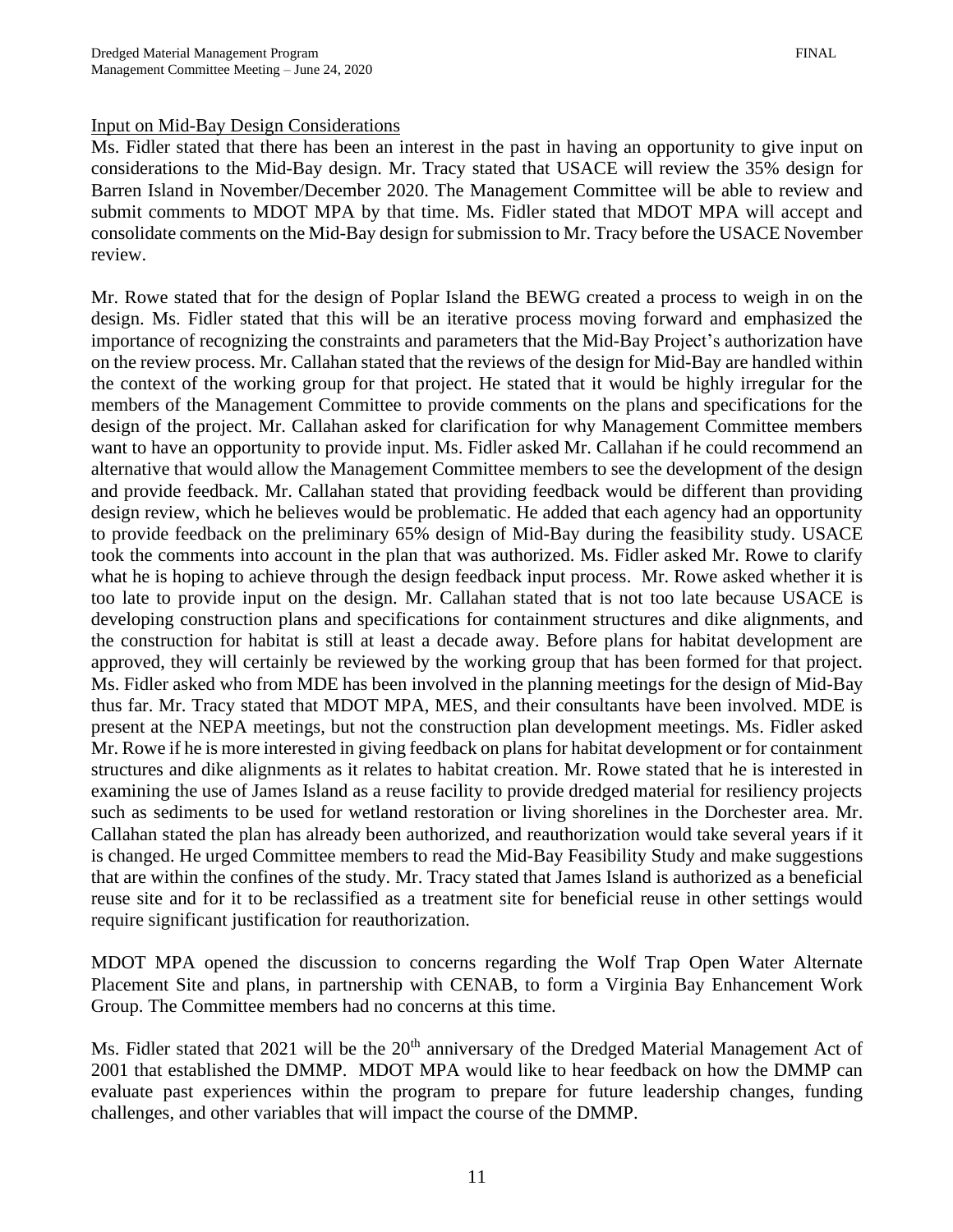Input on Mid-Bay Design Considerations

Ms. Fidler stated that there has been an interest in the past in having an opportunity to give input on considerations to the Mid-Bay design. Mr. Tracy stated that USACE will review the 35% design for Barren Island in November/December 2020. The Management Committee will be able to review and submit comments to MDOT MPA by that time. Ms. Fidler stated that MDOT MPA will accept and consolidate comments on the Mid-Bay design for submission to Mr. Tracy before the USACE November review.

Mr. Rowe stated that for the design of Poplar Island the BEWG created a process to weigh in on the design. Ms. Fidler stated that this will be an iterative process moving forward and emphasized the importance of recognizing the constraints and parameters that the Mid-Bay Project's authorization have on the review process. Mr. Callahan stated that the reviews of the design for Mid-Bay are handled within the context of the working group for that project. He stated that it would be highly irregular for the members of the Management Committee to provide comments on the plans and specifications for the design of the project. Mr. Callahan asked for clarification for why Management Committee members want to have an opportunity to provide input. Ms. Fidler asked Mr. Callahan if he could recommend an alternative that would allow the Management Committee members to see the development of the design and provide feedback. Mr. Callahan stated that providing feedback would be different than providing design review, which he believes would be problematic. He added that each agency had an opportunity to provide feedback on the preliminary 65% design of Mid-Bay during the feasibility study. USACE took the comments into account in the plan that was authorized. Ms. Fidler asked Mr. Rowe to clarify what he is hoping to achieve through the design feedback input process. Mr. Rowe asked whether it is too late to provide input on the design. Mr. Callahan stated that is not too late because USACE is developing construction plans and specifications for containment structures and dike alignments, and the construction for habitat is still at least a decade away. Before plans for habitat development are approved, they will certainly be reviewed by the working group that has been formed for that project. Ms. Fidler asked who from MDE has been involved in the planning meetings for the design of Mid-Bay thus far. Mr. Tracy stated that MDOT MPA, MES, and their consultants have been involved. MDE is present at the NEPA meetings, but not the construction plan development meetings. Ms. Fidler asked Mr. Rowe if he is more interested in giving feedback on plans for habitat development or for containment structures and dike alignments as it relates to habitat creation. Mr. Rowe stated that he is interested in examining the use of James Island as a reuse facility to provide dredged material for resiliency projects such as sediments to be used for wetland restoration or living shorelines in the Dorchester area. Mr. Callahan stated the plan has already been authorized, and reauthorization would take several years if it is changed. He urged Committee members to read the Mid-Bay Feasibility Study and make suggestions that are within the confines of the study. Mr. Tracy stated that James Island is authorized as a beneficial reuse site and for it to be reclassified as a treatment site for beneficial reuse in other settings would require significant justification for reauthorization.

MDOT MPA opened the discussion to concerns regarding the Wolf Trap Open Water Alternate Placement Site and plans, in partnership with CENAB, to form a Virginia Bay Enhancement Work Group. The Committee members had no concerns at this time.

Ms. Fidler stated that 2021 will be the 20th anniversary of the Dredged Material Management Act of 2001 that established the DMMP. MDOT MPA would like to hear feedback on how the DMMP can evaluate past experiences within the program to prepare for future leadership changes, funding challenges, and other variables that will impact the course of the DMMP.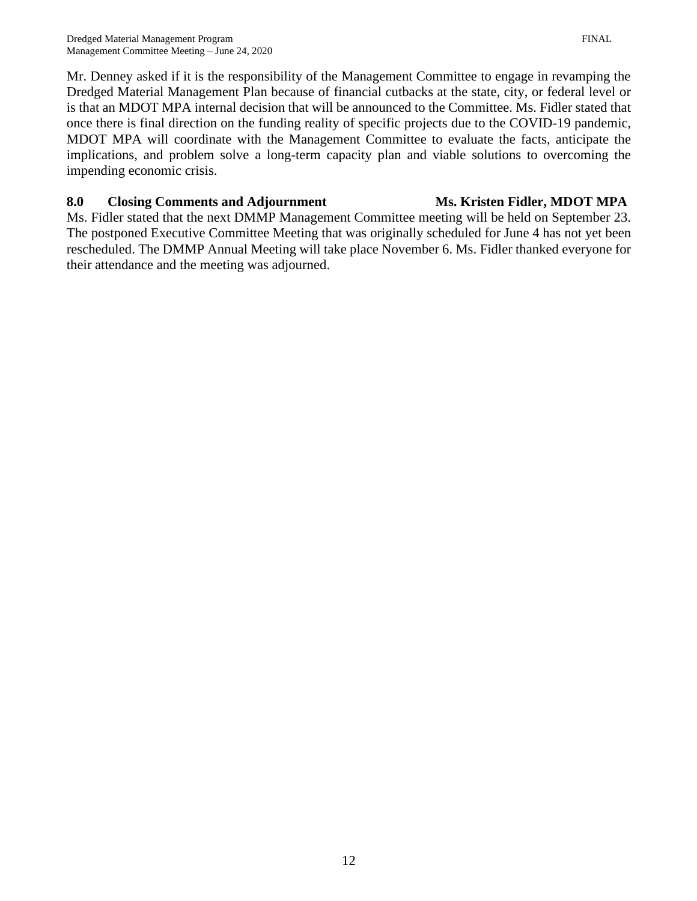Mr. Denney asked if it is the responsibility of the Management Committee to engage in revamping the Dredged Material Management Plan because of financial cutbacks at the state, city, or federal level or is that an MDOT MPA internal decision that will be announced to the Committee. Ms. Fidler stated that once there is final direction on the funding reality of specific projects due to the COVID-19 pandemic, MDOT MPA will coordinate with the Management Committee to evaluate the facts, anticipate the implications, and problem solve a long-term capacity plan and viable solutions to overcoming the impending economic crisis.

## 8.0 Closing Comments and Adjournment — Ms. Kristen Fidler, MDOT MPA

Ms. Fidler stated that the next DMMP Management Committee meeting will be held on September 23. The postponed Executive Committee Meeting that was originally scheduled for June 4 has not yet been rescheduled. The DMMP Annual Meeting will take place November 6. Ms. Fidler thanked everyone for their attendance and the meeting was adjourned.